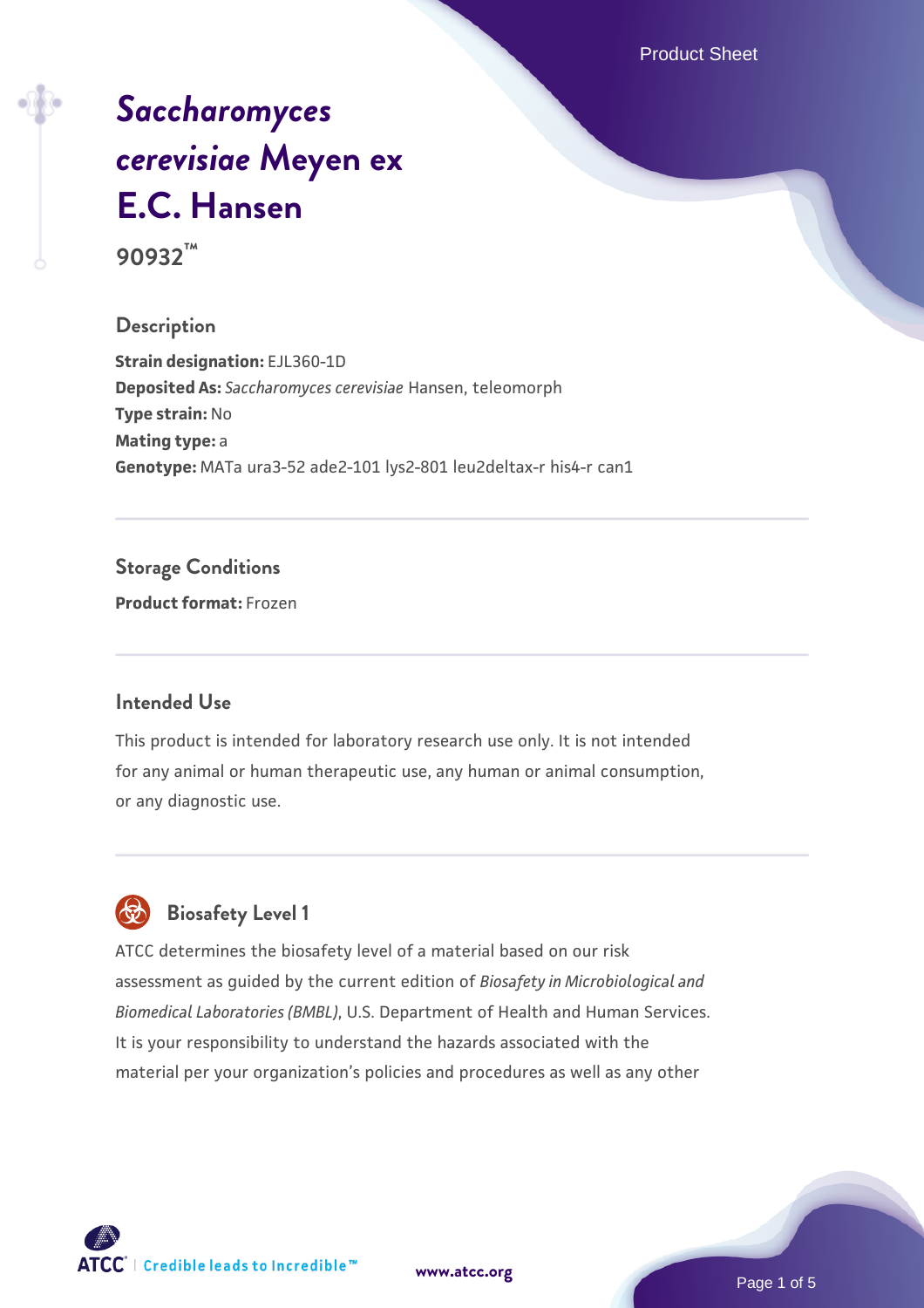# *Saccharomyces cerevisiae* Meyen ex E.C. Hansen

**90932™**

## Description

**Strain designation:** EJL360-1D
**Deposited As:** *Saccharomyces cerevisiae* Hansen, teleomorph
**Type strain:** No
**Mating type:** a
**Genotype:** MATa ura3-52 ade2-101 lys2-801 leu2deltax-r his4-r can1

## Storage Conditions

**Product format:** Frozen

## Intended Use

This product is intended for laboratory research use only. It is not intended for any animal or human therapeutic use, any human or animal consumption, or any diagnostic use.

## Biosafety Level 1

ATCC determines the biosafety level of a material based on our risk assessment as guided by the current edition of *Biosafety in Microbiological and Biomedical Laboratories (BMBL)*, U.S. Department of Health and Human Services. It is your responsibility to understand the hazards associated with the material per your organization's policies and procedures as well as any other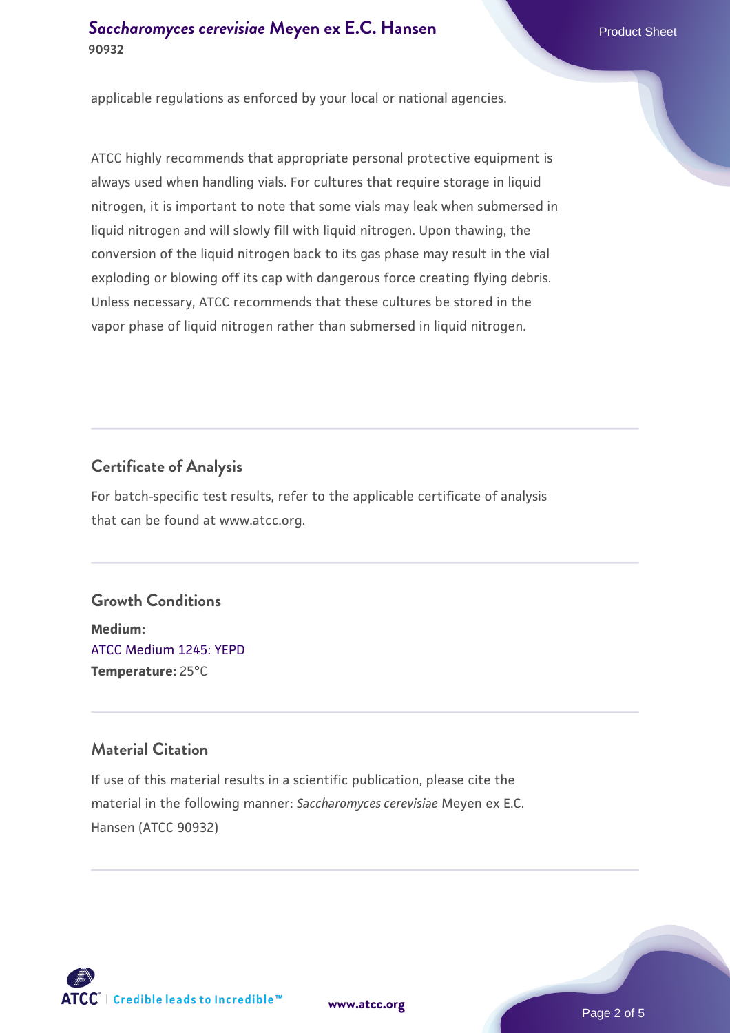applicable regulations as enforced by your local or national agencies.

ATCC highly recommends that appropriate personal protective equipment is always used when handling vials. For cultures that require storage in liquid nitrogen, it is important to note that some vials may leak when submersed in liquid nitrogen and will slowly fill with liquid nitrogen. Upon thawing, the conversion of the liquid nitrogen back to its gas phase may result in the vial exploding or blowing off its cap with dangerous force creating flying debris. Unless necessary, ATCC recommends that these cultures be stored in the vapor phase of liquid nitrogen rather than submersed in liquid nitrogen.

## Certificate of Analysis

For batch-specific test results, refer to the applicable certificate of analysis that can be found at www.atcc.org.

## Growth Conditions

**Medium:**
ATCC Medium 1245: YEPD
**Temperature:** 25°C

## Material Citation

If use of this material results in a scientific publication, please cite the material in the following manner: *Saccharomyces cerevisiae* Meyen ex E.C. Hansen (ATCC 90932)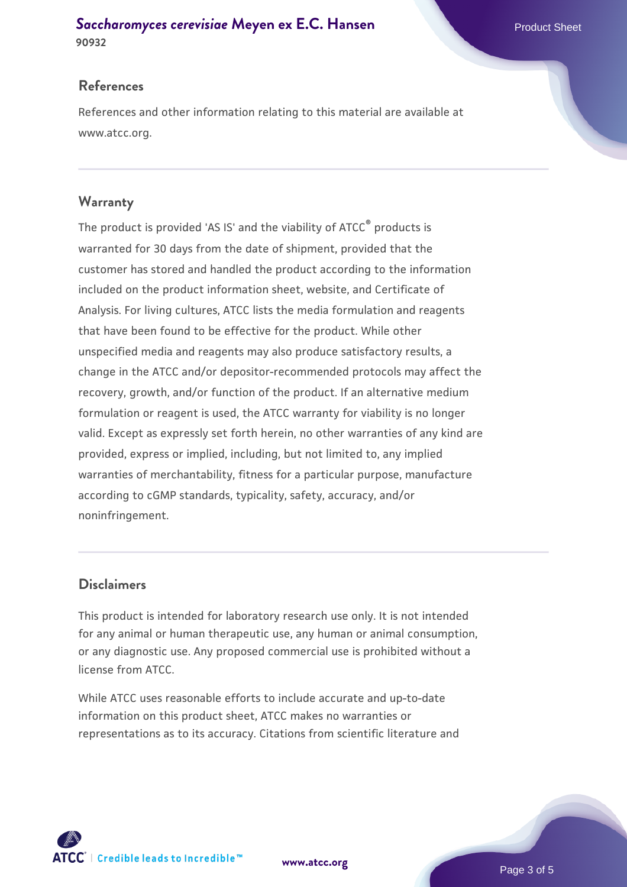## References

References and other information relating to this material are available at www.atcc.org.

## Warranty

The product is provided 'AS IS' and the viability of ATCC® products is warranted for 30 days from the date of shipment, provided that the customer has stored and handled the product according to the information included on the product information sheet, website, and Certificate of Analysis. For living cultures, ATCC lists the media formulation and reagents that have been found to be effective for the product. While other unspecified media and reagents may also produce satisfactory results, a change in the ATCC and/or depositor-recommended protocols may affect the recovery, growth, and/or function of the product. If an alternative medium formulation or reagent is used, the ATCC warranty for viability is no longer valid. Except as expressly set forth herein, no other warranties of any kind are provided, express or implied, including, but not limited to, any implied warranties of merchantability, fitness for a particular purpose, manufacture according to cGMP standards, typicality, safety, accuracy, and/or noninfringement.

## Disclaimers

This product is intended for laboratory research use only. It is not intended for any animal or human therapeutic use, any human or animal consumption, or any diagnostic use. Any proposed commercial use is prohibited without a license from ATCC.

While ATCC uses reasonable efforts to include accurate and up-to-date information on this product sheet, ATCC makes no warranties or representations as to its accuracy. Citations from scientific literature and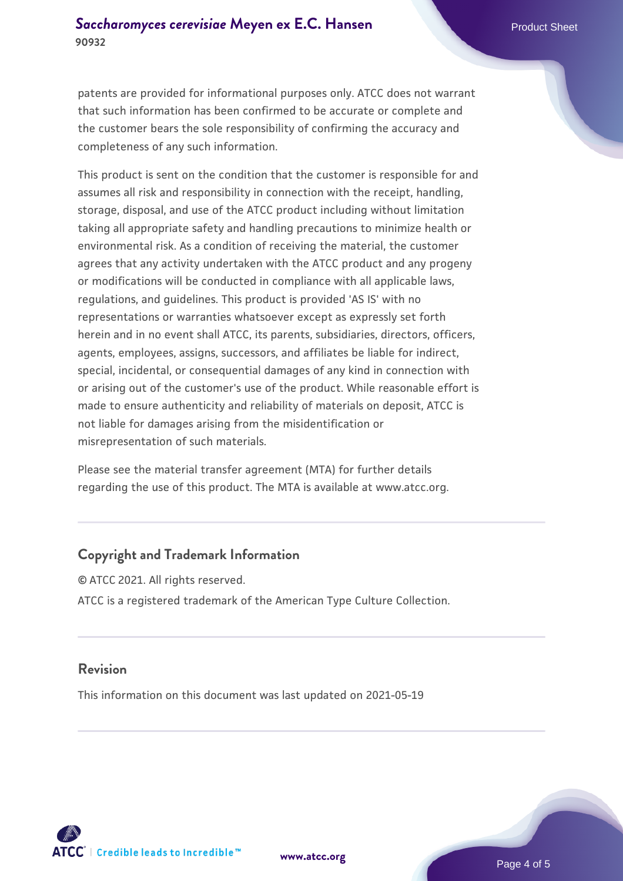patents are provided for informational purposes only. ATCC does not warrant that such information has been confirmed to be accurate or complete and the customer bears the sole responsibility of confirming the accuracy and completeness of any such information.

This product is sent on the condition that the customer is responsible for and assumes all risk and responsibility in connection with the receipt, handling, storage, disposal, and use of the ATCC product including without limitation taking all appropriate safety and handling precautions to minimize health or environmental risk. As a condition of receiving the material, the customer agrees that any activity undertaken with the ATCC product and any progeny or modifications will be conducted in compliance with all applicable laws, regulations, and guidelines. This product is provided 'AS IS' with no representations or warranties whatsoever except as expressly set forth herein and in no event shall ATCC, its parents, subsidiaries, directors, officers, agents, employees, assigns, successors, and affiliates be liable for indirect, special, incidental, or consequential damages of any kind in connection with or arising out of the customer's use of the product. While reasonable effort is made to ensure authenticity and reliability of materials on deposit, ATCC is not liable for damages arising from the misidentification or misrepresentation of such materials.

Please see the material transfer agreement (MTA) for further details regarding the use of this product. The MTA is available at www.atcc.org.

## Copyright and Trademark Information

© ATCC 2021. All rights reserved.

ATCC is a registered trademark of the American Type Culture Collection.

## Revision

This information on this document was last updated on 2021-05-19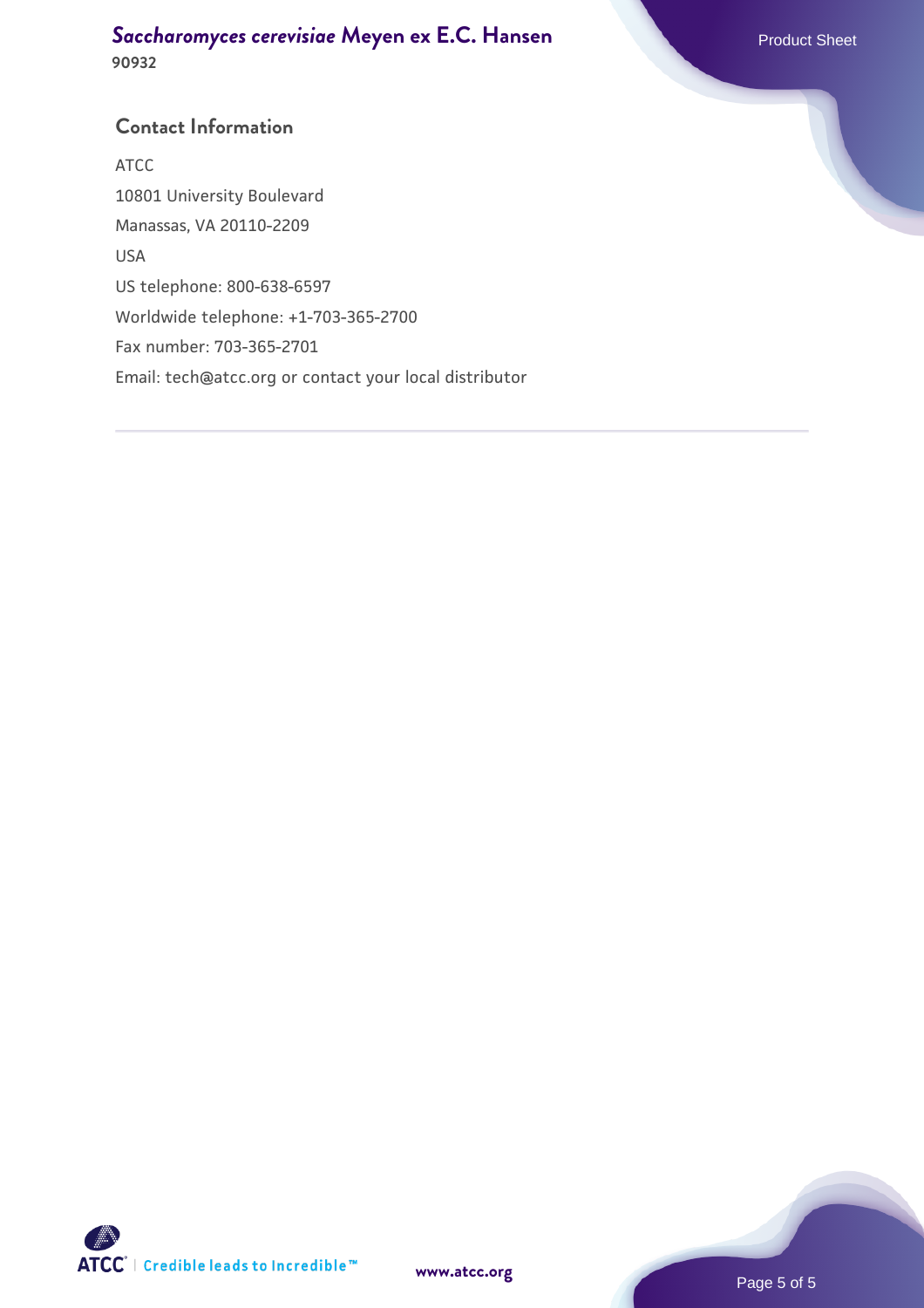## Contact Information

ATCC
10801 University Boulevard
Manassas, VA 20110-2209
USA
US telephone: 800-638-6597
Worldwide telephone: +1-703-365-2700
Fax number: 703-365-2701
Email: tech@atcc.org or contact your local distributor